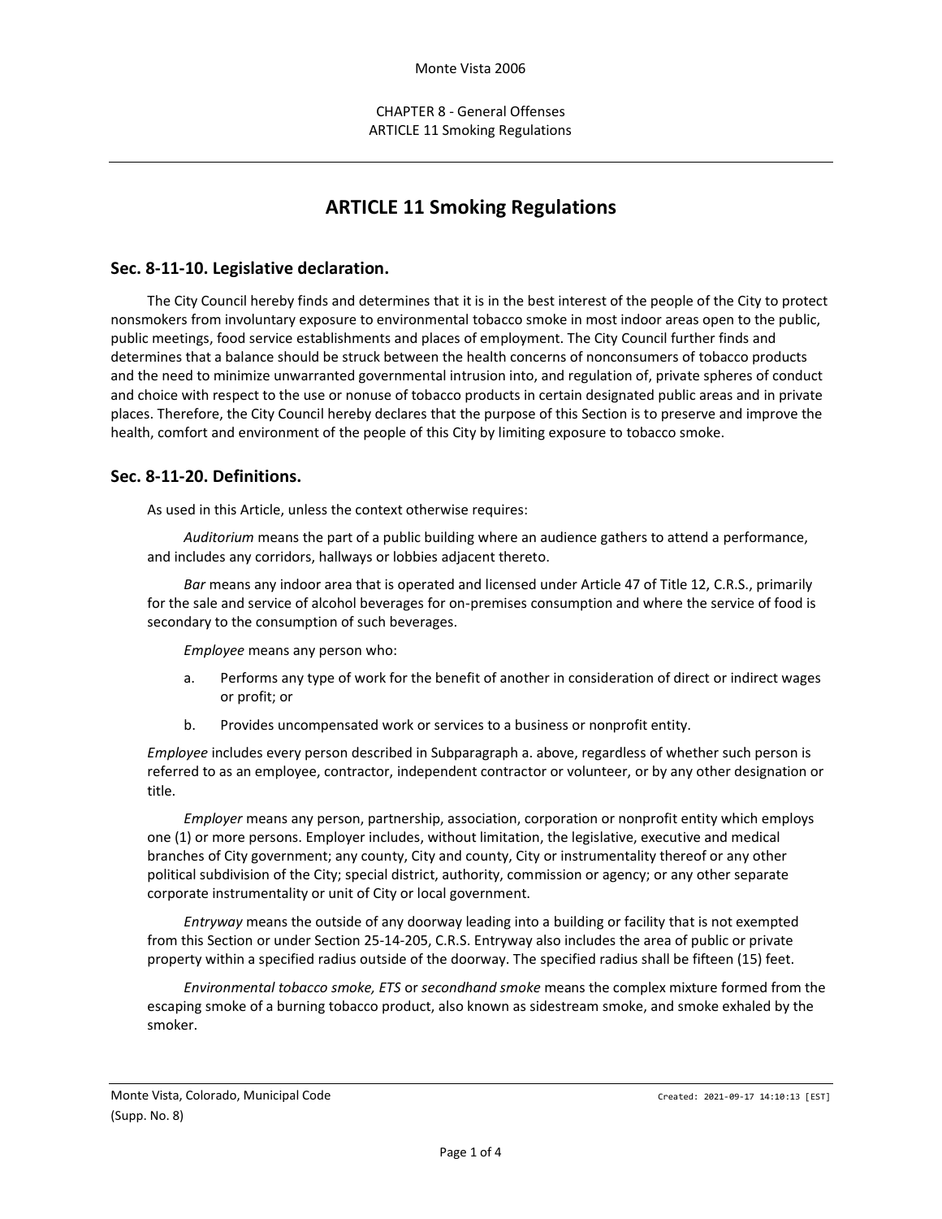# ARTICLE 11 Smoking Regulations

## Sec. 8-11-10. Legislative declaration.

The City Council hereby finds and determines that it is in the best interest of the people of the City to protect nonsmokers from involuntary exposure to environmental tobacco smoke in most indoor areas open to the public, public meetings, food service establishments and places of employment. The City Council further finds and determines that a balance should be struck between the health concerns of nonconsumers of tobacco products and the need to minimize unwarranted governmental intrusion into, and regulation of, private spheres of conduct and choice with respect to the use or nonuse of tobacco products in certain designated public areas and in private places. Therefore, the City Council hereby declares that the purpose of this Section is to preserve and improve the health, comfort and environment of the people of this City by limiting exposure to tobacco smoke.

## Sec. 8-11-20. Definitions.

As used in this Article, unless the context otherwise requires:

*Auditorium* means the part of a public building where an audience gathers to attend a performance, and includes any corridors, hallways or lobbies adjacent thereto.

*Bar* means any indoor area that is operated and licensed under Article 47 of Title 12, C.R.S., primarily for the sale and service of alcohol beverages for on-premises consumption and where the service of food is secondary to the consumption of such beverages.

*Employee* means any person who:

a. Performs any type of work for the benefit of another in consideration of direct or indirect wages or profit; or

b. Provides uncompensated work or services to a business or nonprofit entity.

*Employee* includes every person described in Subparagraph a. above, regardless of whether such person is referred to as an employee, contractor, independent contractor or volunteer, or by any other designation or title.

*Employer* means any person, partnership, association, corporation or nonprofit entity which employs one (1) or more persons. Employer includes, without limitation, the legislative, executive and medical branches of City government; any county, City and county, City or instrumentality thereof or any other political subdivision of the City; special district, authority, commission or agency; or any other separate corporate instrumentality or unit of City or local government.

*Entryway* means the outside of any doorway leading into a building or facility that is not exempted from this Section or under Section 25-14-205, C.R.S. Entryway also includes the area of public or private property within a specified radius outside of the doorway. The specified radius shall be fifteen (15) feet.

*Environmental tobacco smoke, ETS* or *secondhand smoke* means the complex mixture formed from the escaping smoke of a burning tobacco product, also known as sidestream smoke, and smoke exhaled by the smoker.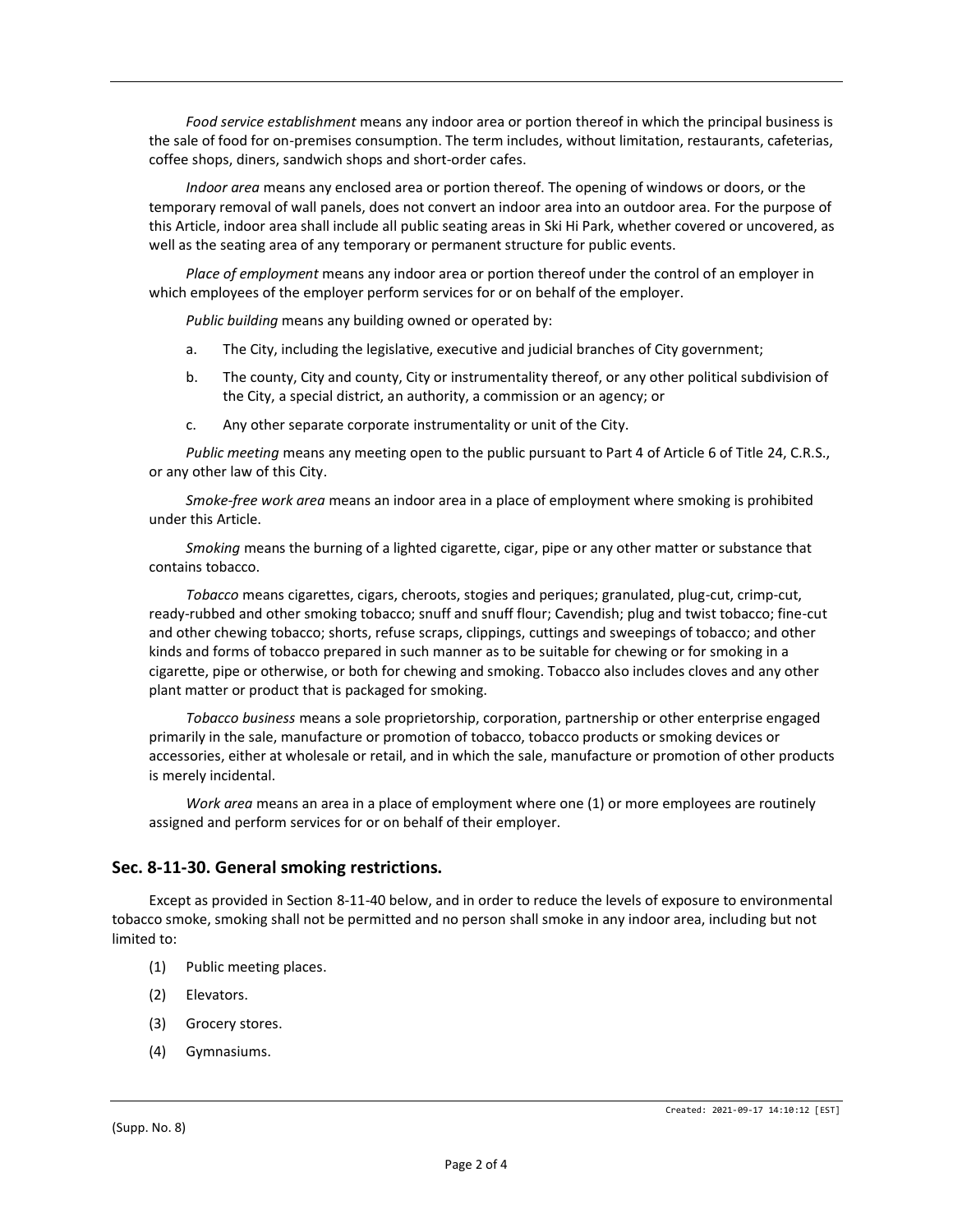*Food service establishment* means any indoor area or portion thereof in which the principal business is the sale of food for on-premises consumption. The term includes, without limitation, restaurants, cafeterias, coffee shops, diners, sandwich shops and short-order cafes.

*Indoor area* means any enclosed area or portion thereof. The opening of windows or doors, or the temporary removal of wall panels, does not convert an indoor area into an outdoor area. For the purpose of this Article, indoor area shall include all public seating areas in Ski Hi Park, whether covered or uncovered, as well as the seating area of any temporary or permanent structure for public events.

*Place of employment* means any indoor area or portion thereof under the control of an employer in which employees of the employer perform services for or on behalf of the employer.

*Public building* means any building owned or operated by:

a. The City, including the legislative, executive and judicial branches of City government;

b. The county, City and county, City or instrumentality thereof, or any other political subdivision of the City, a special district, an authority, a commission or an agency; or

c. Any other separate corporate instrumentality or unit of the City.

*Public meeting* means any meeting open to the public pursuant to Part 4 of Article 6 of Title 24, C.R.S., or any other law of this City.

*Smoke-free work area* means an indoor area in a place of employment where smoking is prohibited under this Article.

*Smoking* means the burning of a lighted cigarette, cigar, pipe or any other matter or substance that contains tobacco.

*Tobacco* means cigarettes, cigars, cheroots, stogies and periques; granulated, plug-cut, crimp-cut, ready-rubbed and other smoking tobacco; snuff and snuff flour; Cavendish; plug and twist tobacco; fine-cut and other chewing tobacco; shorts, refuse scraps, clippings, cuttings and sweepings of tobacco; and other kinds and forms of tobacco prepared in such manner as to be suitable for chewing or for smoking in a cigarette, pipe or otherwise, or both for chewing and smoking. Tobacco also includes cloves and any other plant matter or product that is packaged for smoking.

*Tobacco business* means a sole proprietorship, corporation, partnership or other enterprise engaged primarily in the sale, manufacture or promotion of tobacco, tobacco products or smoking devices or accessories, either at wholesale or retail, and in which the sale, manufacture or promotion of other products is merely incidental.

*Work area* means an area in a place of employment where one (1) or more employees are routinely assigned and perform services for or on behalf of their employer.

## Sec. 8-11-30. General smoking restrictions.

Except as provided in Section 8-11-40 below, and in order to reduce the levels of exposure to environmental tobacco smoke, smoking shall not be permitted and no person shall smoke in any indoor area, including but not limited to:

(1) Public meeting places.

(2) Elevators.

(3) Grocery stores.

(4) Gymnasiums.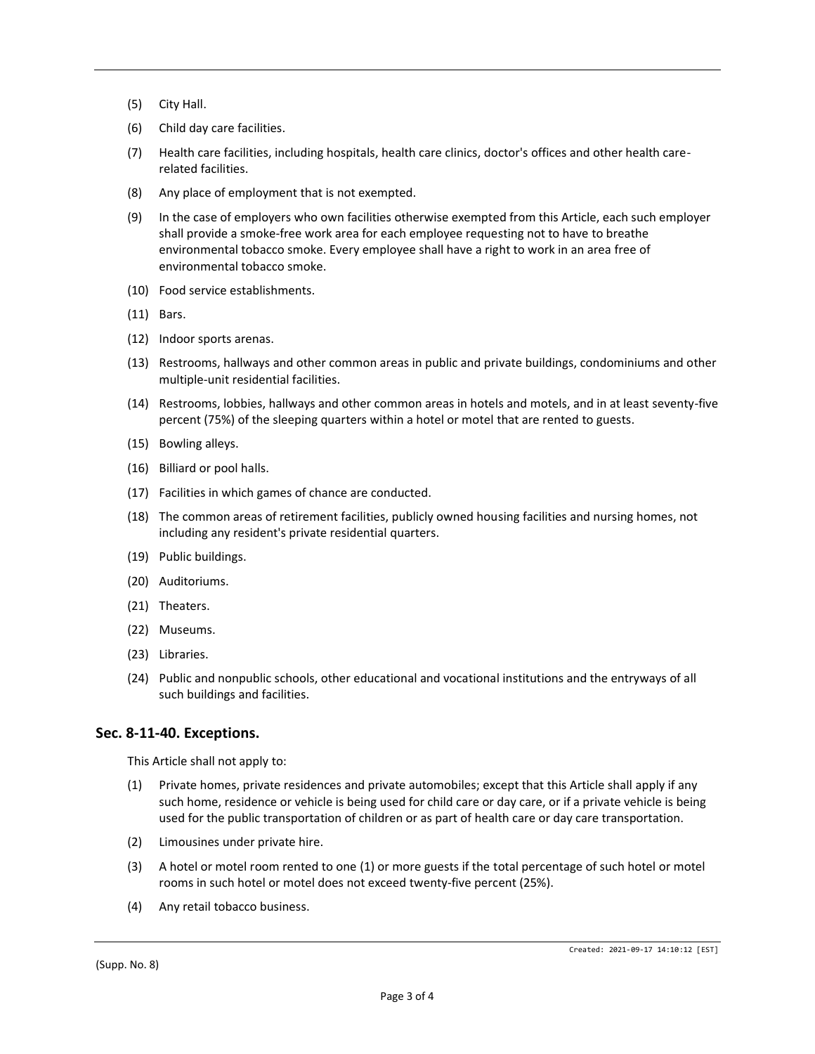(5) City Hall.

(6) Child day care facilities.

(7) Health care facilities, including hospitals, health care clinics, doctor's offices and other health care-related facilities.

(8) Any place of employment that is not exempted.

(9) In the case of employers who own facilities otherwise exempted from this Article, each such employer shall provide a smoke-free work area for each employee requesting not to have to breathe environmental tobacco smoke. Every employee shall have a right to work in an area free of environmental tobacco smoke.

(10) Food service establishments.

(11) Bars.

(12) Indoor sports arenas.

(13) Restrooms, hallways and other common areas in public and private buildings, condominiums and other multiple-unit residential facilities.

(14) Restrooms, lobbies, hallways and other common areas in hotels and motels, and in at least seventy-five percent (75%) of the sleeping quarters within a hotel or motel that are rented to guests.

(15) Bowling alleys.

(16) Billiard or pool halls.

(17) Facilities in which games of chance are conducted.

(18) The common areas of retirement facilities, publicly owned housing facilities and nursing homes, not including any resident's private residential quarters.

(19) Public buildings.

(20) Auditoriums.

(21) Theaters.

(22) Museums.

(23) Libraries.

(24) Public and nonpublic schools, other educational and vocational institutions and the entryways of all such buildings and facilities.

### Sec. 8-11-40. Exceptions.

This Article shall not apply to:

(1) Private homes, private residences and private automobiles; except that this Article shall apply if any such home, residence or vehicle is being used for child care or day care, or if a private vehicle is being used for the public transportation of children or as part of health care or day care transportation.

(2) Limousines under private hire.

(3) A hotel or motel room rented to one (1) or more guests if the total percentage of such hotel or motel rooms in such hotel or motel does not exceed twenty-five percent (25%).

(4) Any retail tobacco business.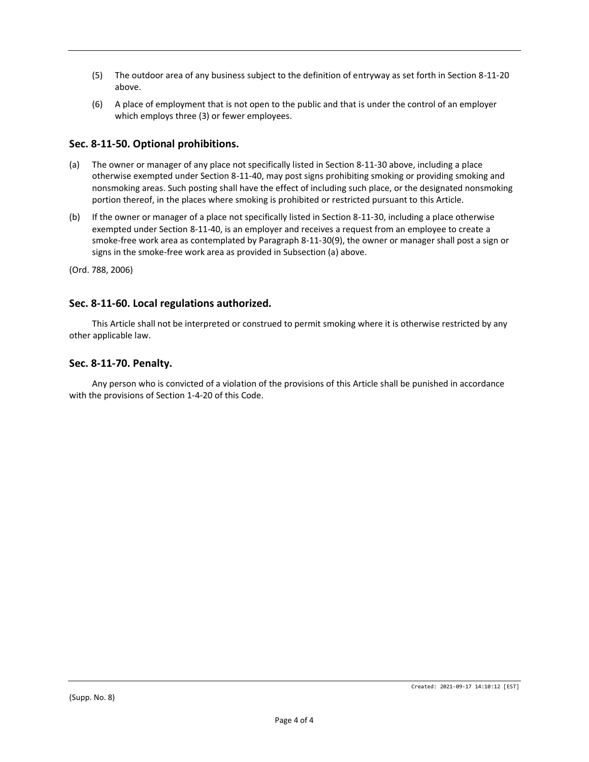(5) The outdoor area of any business subject to the definition of entryway as set forth in Section 8-11-20 above.

(6) A place of employment that is not open to the public and that is under the control of an employer which employs three (3) or fewer employees.

## Sec. 8-11-50. Optional prohibitions.

(a) The owner or manager of any place not specifically listed in Section 8-11-30 above, including a place otherwise exempted under Section 8-11-40, may post signs prohibiting smoking or providing smoking and nonsmoking areas. Such posting shall have the effect of including such place, or the designated nonsmoking portion thereof, in the places where smoking is prohibited or restricted pursuant to this Article.

(b) If the owner or manager of a place not specifically listed in Section 8-11-30, including a place otherwise exempted under Section 8-11-40, is an employer and receives a request from an employee to create a smoke-free work area as contemplated by Paragraph 8-11-30(9), the owner or manager shall post a sign or signs in the smoke-free work area as provided in Subsection (a) above.

(Ord. 788, 2006)

## Sec. 8-11-60. Local regulations authorized.

This Article shall not be interpreted or construed to permit smoking where it is otherwise restricted by any other applicable law.

## Sec. 8-11-70. Penalty.

Any person who is convicted of a violation of the provisions of this Article shall be punished in accordance with the provisions of Section 1-4-20 of this Code.